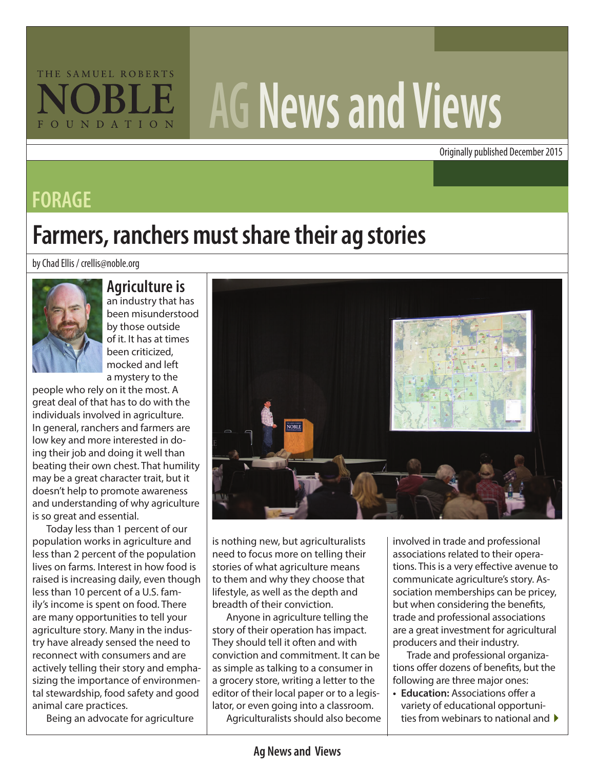# AG News and Views

Originally published December 2015

## FORAGE

# Farmers, ranchers must share their ag stories

by Chad Ellis / crellis@noble.org

**Agriculture is** an industry that has been misunderstood by those outside of it. It has at times been criticized, mocked and left a mystery to the people who rely on it the most. A great deal of that has to do with the individuals involved in agriculture. In general, ranchers and farmers are low key and more interested in doing their job and doing it well than beating their own chest. That humility may be a great character trait, but it doesn't help to promote awareness and understanding of why agriculture is so great and essential.

Today less than 1 percent of our population works in agriculture and less than 2 percent of the population lives on farms. Interest in how food is raised is increasing daily, even though less than 10 percent of a U.S. family's income is spent on food. There are many opportunities to tell your agriculture story. Many in the industry have already sensed the need to reconnect with consumers and are actively telling their story and emphasizing the importance of environmental stewardship, food safety and good animal care practices.

Being an advocate for agriculture is nothing new, but agriculturalists need to focus more on telling their stories of what agriculture means to them and why they choose that lifestyle, as well as the depth and breadth of their conviction.

Anyone in agriculture telling the story of their operation has impact. They should tell it often and with conviction and commitment. It can be as simple as talking to a consumer in a grocery store, writing a letter to the editor of their local paper or to a legislator, or even going into a classroom.

Agriculturalists should also become involved in trade and professional associations related to their operations. This is a very effective avenue to communicate agriculture's story. Association memberships can be pricey, but when considering the benefits, trade and professional associations are a great investment for agricultural producers and their industry.

Trade and professional organizations offer dozens of benefits, but the following are three major ones:

- **Education:** Associations offer a variety of educational opportunities from webinars to national and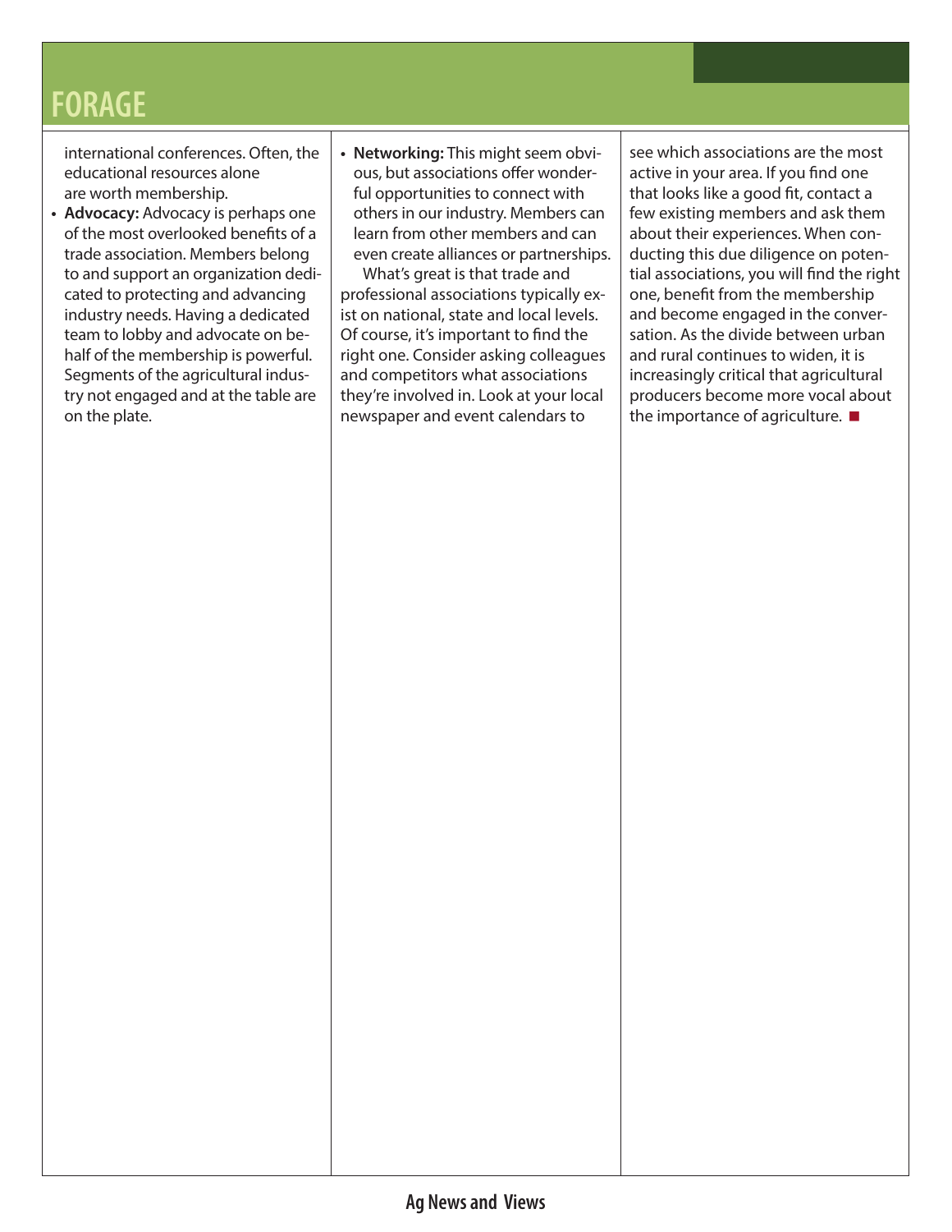international conferences. Often, the educational resources alone are worth membership.

- **Advocacy:** Advocacy is perhaps one of the most overlooked benefits of a trade association. Members belong to and support an organization dedicated to protecting and advancing industry needs. Having a dedicated team to lobby and advocate on behalf of the membership is powerful. Segments of the agricultural industry not engaged and at the table are on the plate.
- **Networking:** This might seem obvious, but associations offer wonderful opportunities to connect with others in our industry. Members can learn from other members and can even create alliances or partnerships.

What's great is that trade and professional associations typically exist on national, state and local levels. Of course, it's important to find the right one. Consider asking colleagues and competitors what associations they're involved in. Look at your local newspaper and event calendars to see which associations are the most active in your area. If you find one that looks like a good fit, contact a few existing members and ask them about their experiences. When conducting this due diligence on potential associations, you will find the right one, benefit from the membership and become engaged in the conversation. As the divide between urban and rural continues to widen, it is increasingly critical that agricultural producers become more vocal about the importance of agriculture. ■